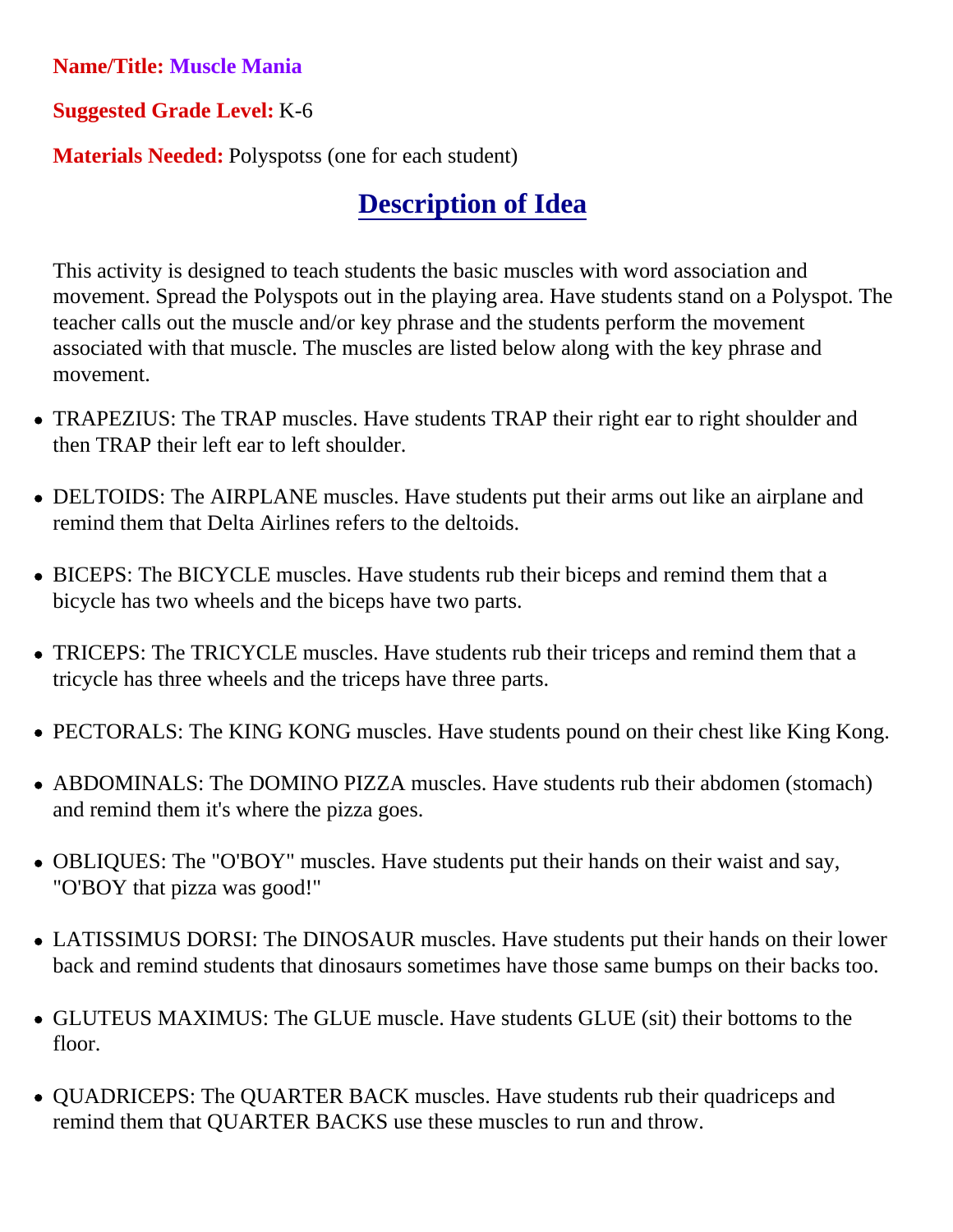**Name/Title:** **Muscle Mania**

**Suggested Grade Level:** K-6

**Materials Needed:** Polyspotss (one for each student)

## Description of Idea

This activity is designed to teach students the basic muscles with word association and movement. Spread the Polyspots out in the playing area. Have students stand on a Polyspot. The teacher calls out the muscle and/or key phrase and the students perform the movement associated with that muscle. The muscles are listed below along with the key phrase and movement.

- TRAPEZIUS: The TRAP muscles. Have students TRAP their right ear to right shoulder and then TRAP their left ear to left shoulder.
- DELTOIDS: The AIRPLANE muscles. Have students put their arms out like an airplane and remind them that Delta Airlines refers to the deltoids.
- BICEPS: The BICYCLE muscles. Have students rub their biceps and remind them that a bicycle has two wheels and the biceps have two parts.
- TRICEPS: The TRICYCLE muscles. Have students rub their triceps and remind them that a tricycle has three wheels and the triceps have three parts.
- PECTORALS: The KING KONG muscles. Have students pound on their chest like King Kong.
- ABDOMINALS: The DOMINO PIZZA muscles. Have students rub their abdomen (stomach) and remind them it's where the pizza goes.
- OBLIQUES: The "O'BOY" muscles. Have students put their hands on their waist and say, "O'BOY that pizza was good!"
- LATISSIMUS DORSI: The DINOSAUR muscles. Have students put their hands on their lower back and remind students that dinosaurs sometimes have those same bumps on their backs too.
- GLUTEUS MAXIMUS: The GLUE muscle. Have students GLUE (sit) their bottoms to the floor.
- QUADRICEPS: The QUARTER BACK muscles. Have students rub their quadriceps and remind them that QUARTER BACKS use these muscles to run and throw.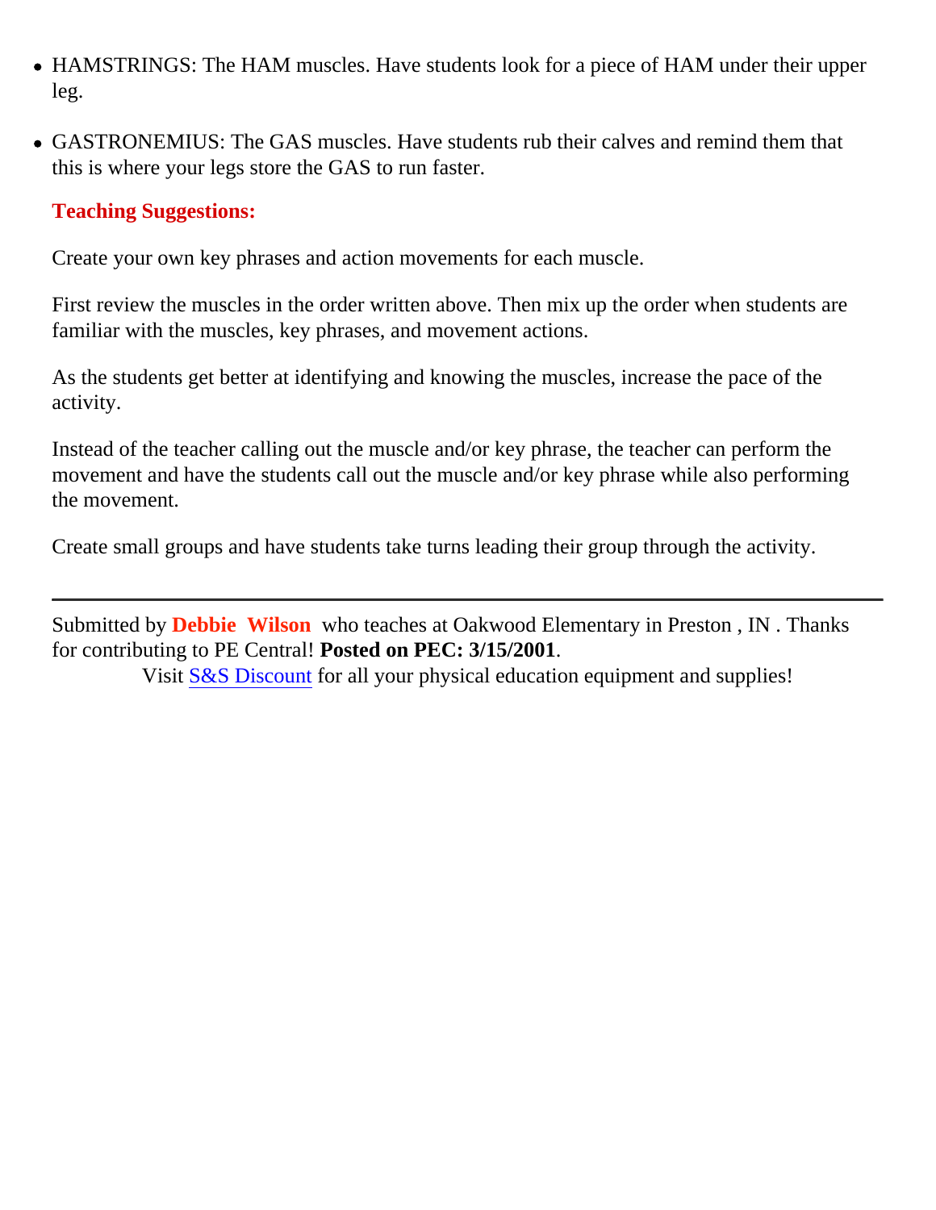- HAMSTRINGS: The HAM muscles. Have students look for a piece of HAM under their upper leg.
- GASTRONEMIUS: The GAS muscles. Have students rub their calves and remind them that this is where your legs store the GAS to run faster.

**Teaching Suggestions:**

Create your own key phrases and action movements for each muscle.

First review the muscles in the order written above. Then mix up the order when students are familiar with the muscles, key phrases, and movement actions.

As the students get better at identifying and knowing the muscles, increase the pace of the activity.

Instead of the teacher calling out the muscle and/or key phrase, the teacher can perform the movement and have the students call out the muscle and/or key phrase while also performing the movement.

Create small groups and have students take turns leading their group through the activity.

---

Submitted by **Debbie Wilson** who teaches at Oakwood Elementary in Preston , IN . Thanks for contributing to PE Central! **Posted on PEC: 3/15/2001**.

Visit S&S Discount for all your physical education equipment and supplies!